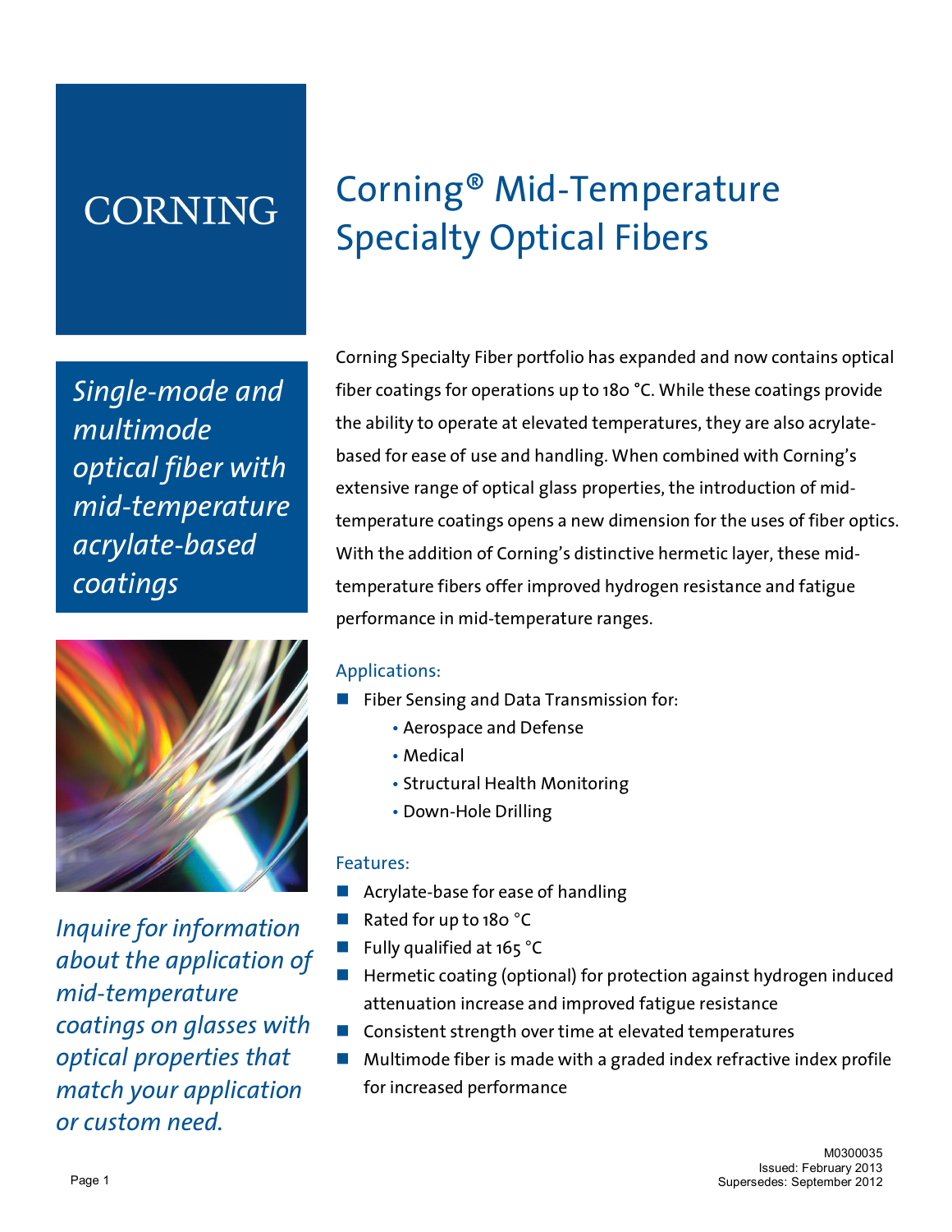CORNING

# Corning® Mid-Temperature Specialty Optical Fibers

*Single-mode and multimode optical fiber with mid-temperature acrylate-based coatings*

Corning Specialty Fiber portfolio has expanded and now contains optical fiber coatings for operations up to 180 °C. While these coatings provide the ability to operate at elevated temperatures, they are also acrylate-based for ease of use and handling. When combined with Corning's extensive range of optical glass properties, the introduction of mid-temperature coatings opens a new dimension for the uses of fiber optics. With the addition of Corning's distinctive hermetic layer, these mid-temperature fibers offer improved hydrogen resistance and fatigue performance in mid-temperature ranges.

## Applications:

- Fiber Sensing and Data Transmission for:
  - Aerospace and Defense
  - Medical
  - Structural Health Monitoring
  - Down-Hole Drilling

## Features:

- Acrylate-base for ease of handling
- Rated for up to 180 °C
- Fully qualified at 165 °C
- Hermetic coating (optional) for protection against hydrogen induced attenuation increase and improved fatigue resistance
- Consistent strength over time at elevated temperatures
- Multimode fiber is made with a graded index refractive index profile for increased performance

*Inquire for information about the application of mid-temperature coatings on glasses with optical properties that match your application or custom need.*

M0300035
Issued: February 2013
Supersedes: September 2012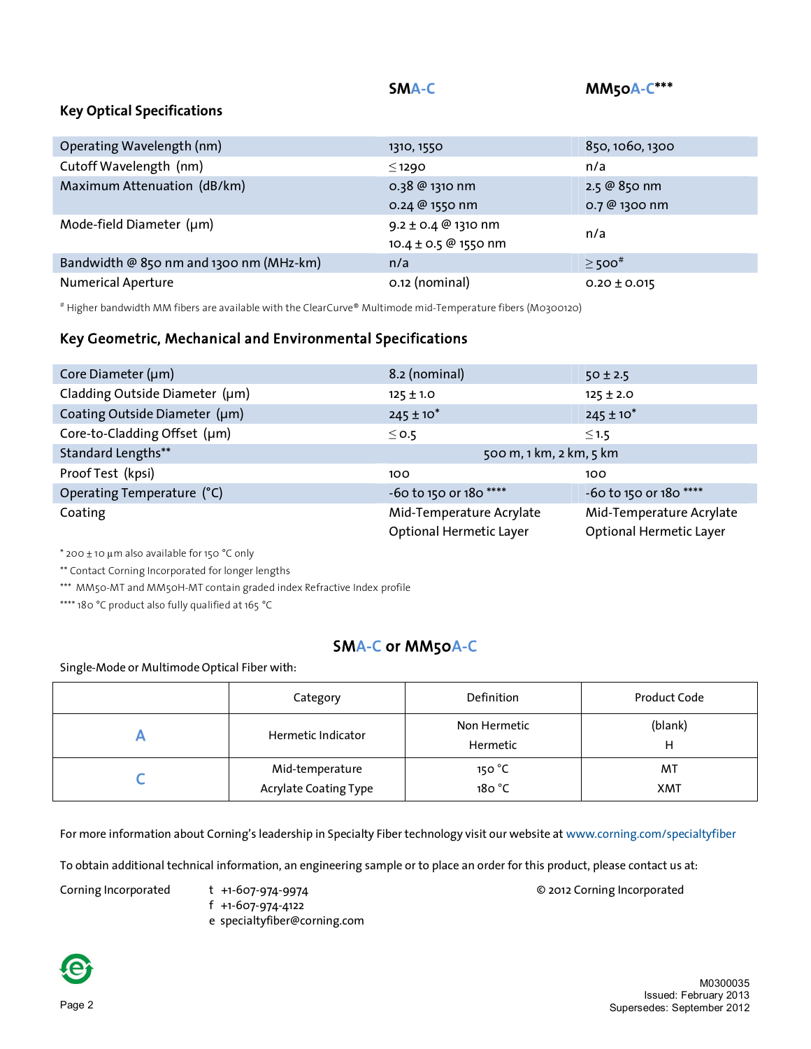| | SMA-C | MM50A-C*** |
|---|---|---|
| **Key Optical Specifications** | | |
| Operating Wavelength (nm) | 1310, 1550 | 850, 1060, 1300 |
| Cutoff Wavelength (nm) | ≤1290 | n/a |
| Maximum Attenuation (dB/km) | 0.38 @ 1310 nm<br>0.24 @ 1550 nm | 2.5 @ 850 nm<br>0.7 @ 1300 nm |
| Mode-field Diameter (μm) | 9.2 ± 0.4 @ 1310 nm<br>10.4 ± 0.5 @ 1550 nm | n/a |
| Bandwidth @ 850 nm and 1300 nm (MHz-km) | n/a | ≥ 500# |
| Numerical Aperture | 0.12 (nominal) | 0.20 ± 0.015 |

# Higher bandwidth MM fibers are available with the ClearCurve® Multimode mid-Temperature fibers (M0300120)

## Key Geometric, Mechanical and Environmental Specifications

| | SMA-C | MM50A-C*** |
|---|---|---|
| Core Diameter (μm) | 8.2 (nominal) | 50 ± 2.5 |
| Cladding Outside Diameter (μm) | 125 ± 1.0 | 125 ± 2.0 |
| Coating Outside Diameter (μm) | 245 ± 10* | 245 ± 10* |
| Core-to-Cladding Offset (μm) | ≤ 0.5 | ≤ 1.5 |
| Standard Lengths** | 500 m, 1 km, 2 km, 5 km | 500 m, 1 km, 2 km, 5 km |
| Proof Test (kpsi) | 100 | 100 |
| Operating Temperature (°C) | -60 to 150 or 180 **** | -60 to 150 or 180 **** |
| Coating | Mid-Temperature Acrylate<br>Optional Hermetic Layer | Mid-Temperature Acrylate<br>Optional Hermetic Layer |

* 200 ± 10 μm also available for 150 °C only

** Contact Corning Incorporated for longer lengths

*** MM50-MT and MM50H-MT contain graded index Refractive Index profile

**** 180 °C product also fully qualified at 165 °C

## SMA-C or MM50A-C

Single-Mode or Multimode Optical Fiber with:

| | Category | Definition | Product Code |
|---|---|---|---|
| **A** | Hermetic Indicator | Non Hermetic<br>Hermetic | (blank)<br>H |
| **C** | Mid-temperature Acrylate Coating Type | 150 °C<br>180 °C | MT<br>XMT |

For more information about Corning's leadership in Specialty Fiber technology visit our website at www.corning.com/specialtyfiber

To obtain additional technical information, an engineering sample or to place an order for this product, please contact us at:

Corning Incorporated
t +1-607-974-9974
f +1-607-974-4122
e specialtyfiber@corning.com

© 2012 Corning Incorporated

M0300035
Issued: February 2013
Supersedes: September 2012